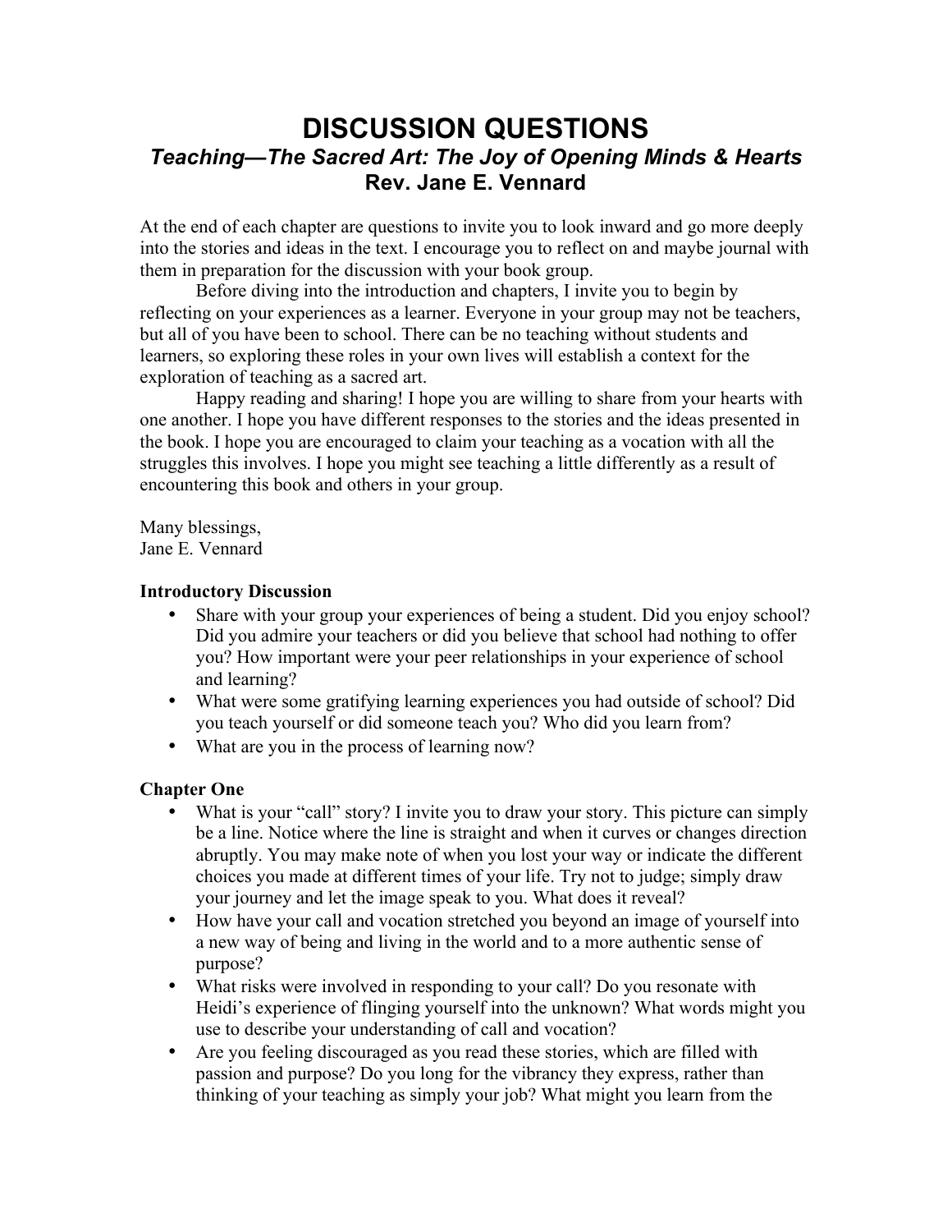# DISCUSSION QUESTIONS

## *Teaching—The Sacred Art: The Joy of Opening Minds & Hearts*

## Rev. Jane E. Vennard

At the end of each chapter are questions to invite you to look inward and go more deeply into the stories and ideas in the text. I encourage you to reflect on and maybe journal with them in preparation for the discussion with your book group.

Before diving into the introduction and chapters, I invite you to begin by reflecting on your experiences as a learner. Everyone in your group may not be teachers, but all of you have been to school. There can be no teaching without students and learners, so exploring these roles in your own lives will establish a context for the exploration of teaching as a sacred art.

Happy reading and sharing! I hope you are willing to share from your hearts with one another. I hope you have different responses to the stories and the ideas presented in the book. I hope you are encouraged to claim your teaching as a vocation with all the struggles this involves. I hope you might see teaching a little differently as a result of encountering this book and others in your group.

Many blessings,
Jane E. Vennard

**Introductory Discussion**

- Share with your group your experiences of being a student. Did you enjoy school? Did you admire your teachers or did you believe that school had nothing to offer you? How important were your peer relationships in your experience of school and learning?
- What were some gratifying learning experiences you had outside of school? Did you teach yourself or did someone teach you? Who did you learn from?
- What are you in the process of learning now?

**Chapter One**

- What is your "call" story? I invite you to draw your story. This picture can simply be a line. Notice where the line is straight and when it curves or changes direction abruptly. You may make note of when you lost your way or indicate the different choices you made at different times of your life. Try not to judge; simply draw your journey and let the image speak to you. What does it reveal?
- How have your call and vocation stretched you beyond an image of yourself into a new way of being and living in the world and to a more authentic sense of purpose?
- What risks were involved in responding to your call? Do you resonate with Heidi's experience of flinging yourself into the unknown? What words might you use to describe your understanding of call and vocation?
- Are you feeling discouraged as you read these stories, which are filled with passion and purpose? Do you long for the vibrancy they express, rather than thinking of your teaching as simply your job? What might you learn from the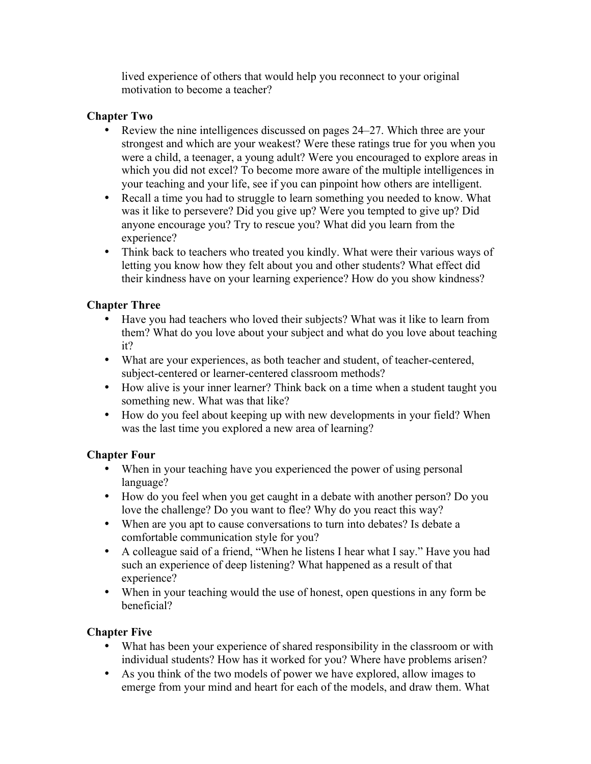lived experience of others that would help you reconnect to your original motivation to become a teacher?

**Chapter Two**

- Review the nine intelligences discussed on pages 24–27. Which three are your strongest and which are your weakest? Were these ratings true for you when you were a child, a teenager, a young adult? Were you encouraged to explore areas in which you did not excel? To become more aware of the multiple intelligences in your teaching and your life, see if you can pinpoint how others are intelligent.
- Recall a time you had to struggle to learn something you needed to know. What was it like to persevere? Did you give up? Were you tempted to give up? Did anyone encourage you? Try to rescue you? What did you learn from the experience?
- Think back to teachers who treated you kindly. What were their various ways of letting you know how they felt about you and other students? What effect did their kindness have on your learning experience? How do you show kindness?

**Chapter Three**

- Have you had teachers who loved their subjects? What was it like to learn from them? What do you love about your subject and what do you love about teaching it?
- What are your experiences, as both teacher and student, of teacher-centered, subject-centered or learner-centered classroom methods?
- How alive is your inner learner? Think back on a time when a student taught you something new. What was that like?
- How do you feel about keeping up with new developments in your field? When was the last time you explored a new area of learning?

**Chapter Four**

- When in your teaching have you experienced the power of using personal language?
- How do you feel when you get caught in a debate with another person? Do you love the challenge? Do you want to flee? Why do you react this way?
- When are you apt to cause conversations to turn into debates? Is debate a comfortable communication style for you?
- A colleague said of a friend, "When he listens I hear what I say." Have you had such an experience of deep listening? What happened as a result of that experience?
- When in your teaching would the use of honest, open questions in any form be beneficial?

**Chapter Five**

- What has been your experience of shared responsibility in the classroom or with individual students? How has it worked for you? Where have problems arisen?
- As you think of the two models of power we have explored, allow images to emerge from your mind and heart for each of the models, and draw them. What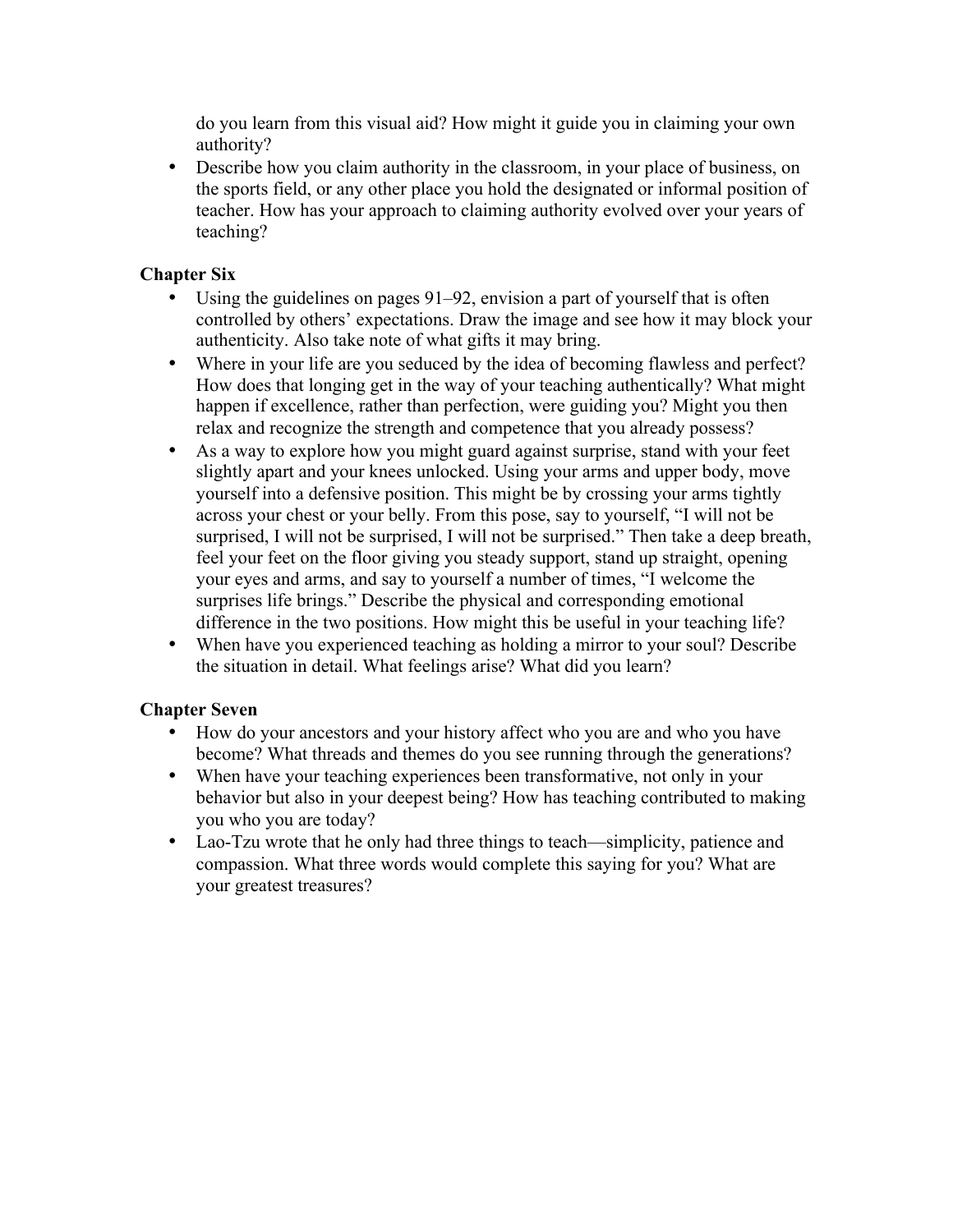do you learn from this visual aid? How might it guide you in claiming your own authority?

- Describe how you claim authority in the classroom, in your place of business, on the sports field, or any other place you hold the designated or informal position of teacher. How has your approach to claiming authority evolved over your years of teaching?

**Chapter Six**

- Using the guidelines on pages 91–92, envision a part of yourself that is often controlled by others' expectations. Draw the image and see how it may block your authenticity. Also take note of what gifts it may bring.
- Where in your life are you seduced by the idea of becoming flawless and perfect? How does that longing get in the way of your teaching authentically? What might happen if excellence, rather than perfection, were guiding you? Might you then relax and recognize the strength and competence that you already possess?
- As a way to explore how you might guard against surprise, stand with your feet slightly apart and your knees unlocked. Using your arms and upper body, move yourself into a defensive position. This might be by crossing your arms tightly across your chest or your belly. From this pose, say to yourself, "I will not be surprised, I will not be surprised, I will not be surprised." Then take a deep breath, feel your feet on the floor giving you steady support, stand up straight, opening your eyes and arms, and say to yourself a number of times, "I welcome the surprises life brings." Describe the physical and corresponding emotional difference in the two positions. How might this be useful in your teaching life?
- When have you experienced teaching as holding a mirror to your soul? Describe the situation in detail. What feelings arise? What did you learn?

**Chapter Seven**

- How do your ancestors and your history affect who you are and who you have become? What threads and themes do you see running through the generations?
- When have your teaching experiences been transformative, not only in your behavior but also in your deepest being? How has teaching contributed to making you who you are today?
- Lao-Tzu wrote that he only had three things to teach—simplicity, patience and compassion. What three words would complete this saying for you? What are your greatest treasures?